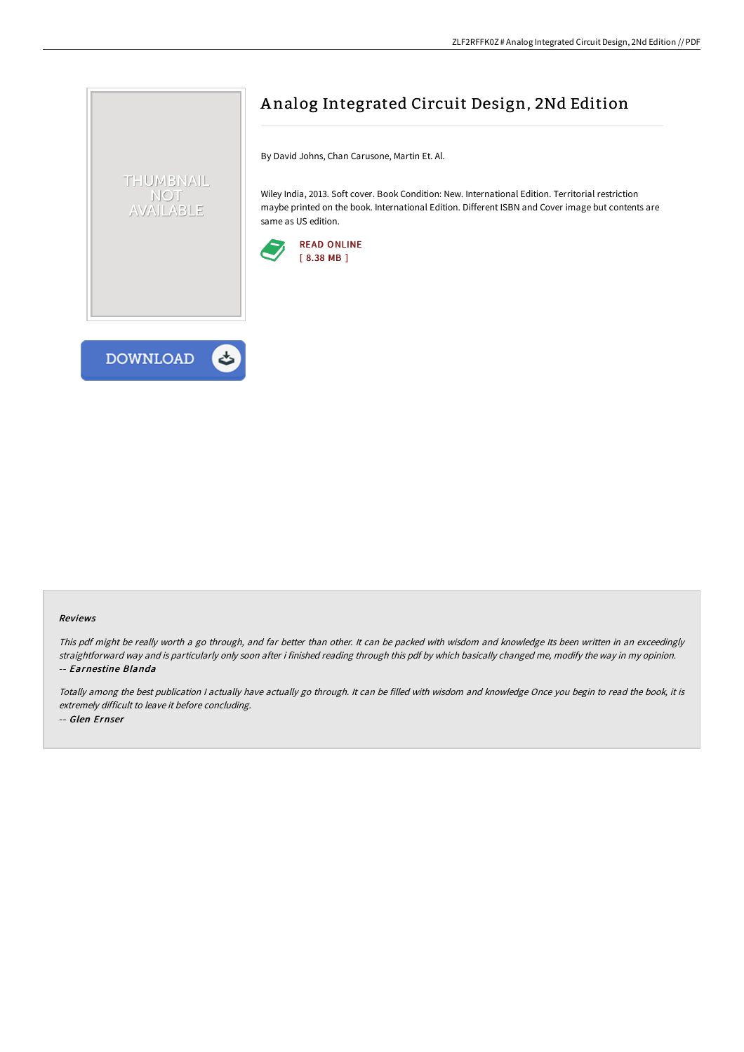# Analog Integrated Circuit Design, 2Nd Edition

By David Johns, Chan Carusone, Martin Et. Al.

Wiley India, 2013. Soft cover. Book Condition: New. International Edition. Territorial restriction maybe printed on the book. International Edition. Different ISBN and Cover image but contents are same as US edition.

READ ONLINE
[ 8.38 MB ]

DOWNLOAD

### Reviews

*This pdf might be really worth a go through, and far better than other. It can be packed with wisdom and knowledge Its been written in an exceedingly straightforward way and is particularly only soon after i finished reading through this pdf by which basically changed me, modify the way in my opinion.*
*-- Earnestine Blanda*

*Totally among the best publication I actually have actually go through. It can be filled with wisdom and knowledge Once you begin to read the book, it is extremely difficult to leave it before concluding.*
*-- Glen Ernser*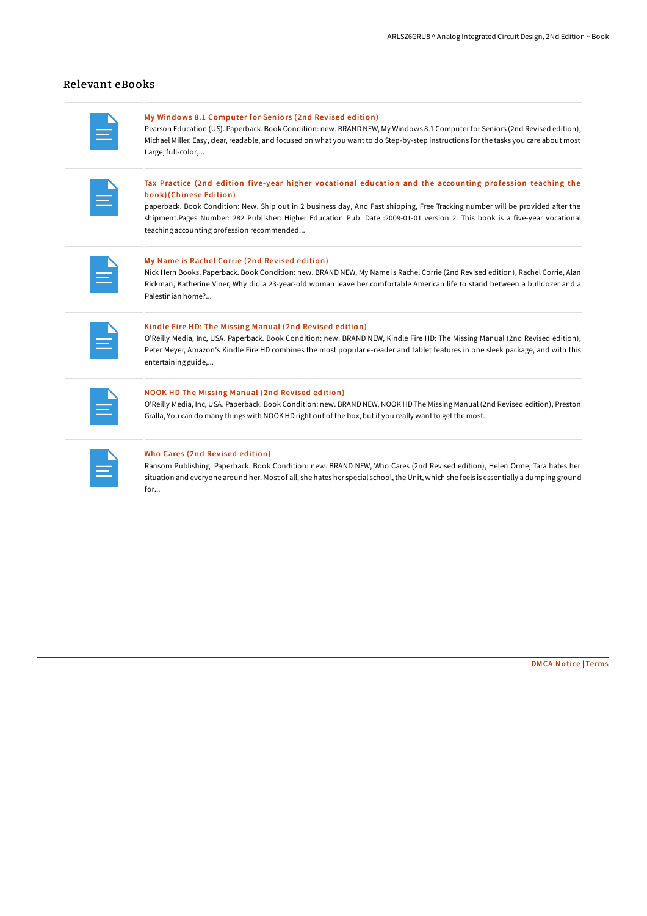## Relevant eBooks

### My Windows 8.1 Computer for Seniors (2nd Revised edition)

Pearson Education (US). Paperback. Book Condition: new. BRAND NEW, My Windows 8.1 Computer for Seniors (2nd Revised edition), Michael Miller, Easy, clear, readable, and focused on what you want to do Step-by-step instructions for the tasks you care about most Large, full-color,...

### Tax Practice (2nd edition five-year higher vocational education and the accounting profession teaching the book)(Chinese Edition)

paperback. Book Condition: New. Ship out in 2 business day, And Fast shipping, Free Tracking number will be provided after the shipment.Pages Number: 282 Publisher: Higher Education Pub. Date :2009-01-01 version 2. This book is a five-year vocational teaching accounting profession recommended...

### My Name is Rachel Corrie (2nd Revised edition)

Nick Hern Books. Paperback. Book Condition: new. BRAND NEW, My Name is Rachel Corrie (2nd Revised edition), Rachel Corrie, Alan Rickman, Katherine Viner, Why did a 23-year-old woman leave her comfortable American life to stand between a bulldozer and a Palestinian home?...

### Kindle Fire HD: The Missing Manual (2nd Revised edition)

O'Reilly Media, Inc, USA. Paperback. Book Condition: new. BRAND NEW, Kindle Fire HD: The Missing Manual (2nd Revised edition), Peter Meyer, Amazon's Kindle Fire HD combines the most popular e-reader and tablet features in one sleek package, and with this entertaining guide,...

### NOOK HD The Missing Manual (2nd Revised edition)

O'Reilly Media, Inc, USA. Paperback. Book Condition: new. BRAND NEW, NOOK HD The Missing Manual (2nd Revised edition), Preston Gralla, You can do many things with NOOK HD right out of the box, but if you really want to get the most...

### Who Cares (2nd Revised edition)

Ransom Publishing. Paperback. Book Condition: new. BRAND NEW, Who Cares (2nd Revised edition), Helen Orme, Tara hates her situation and everyone around her. Most of all, she hates her special school, the Unit, which she feels is essentially a dumping ground for...